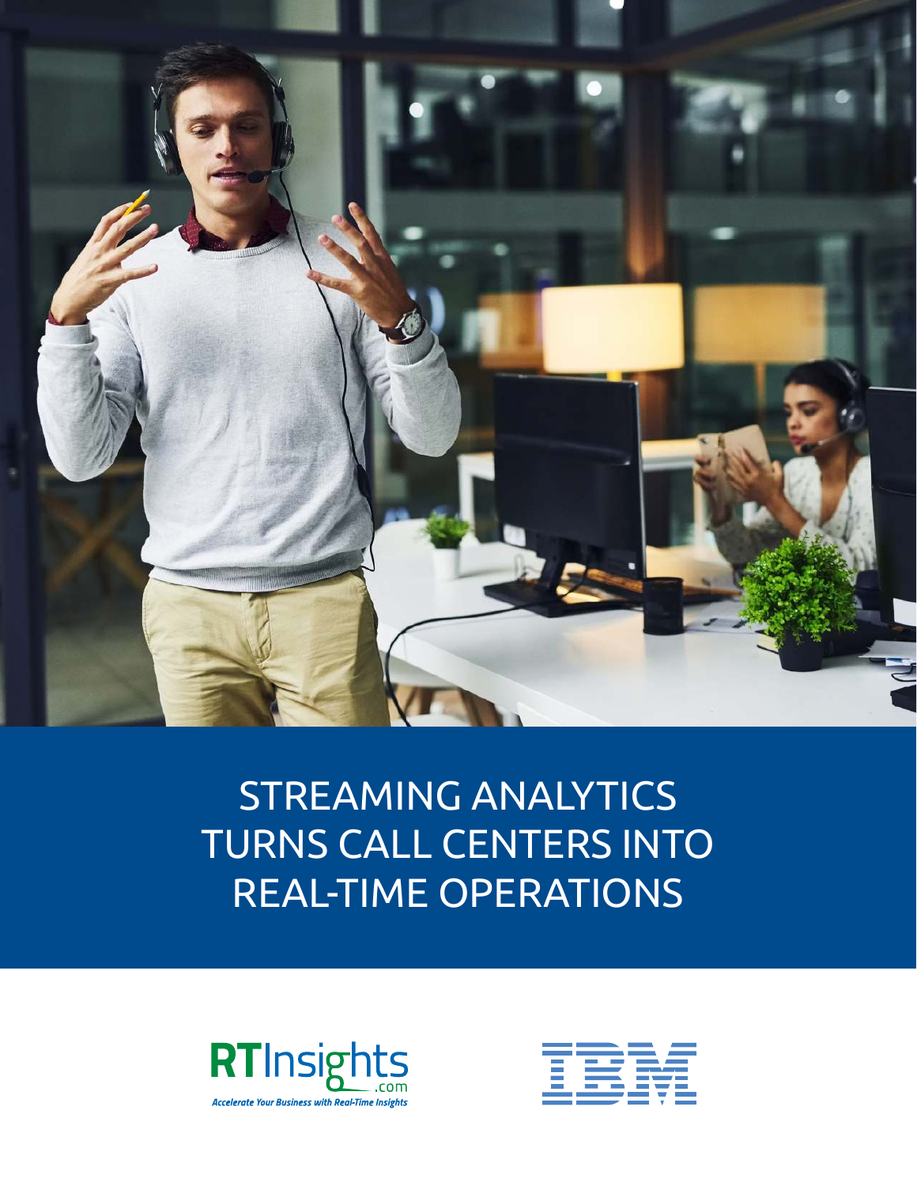# STREAMING ANALYTICS TURNS CALL CENTERS INTO REAL-TIME OPERATIONS

RTInsights.com

*Accelerate Your Business with Real-Time Insights*

IBM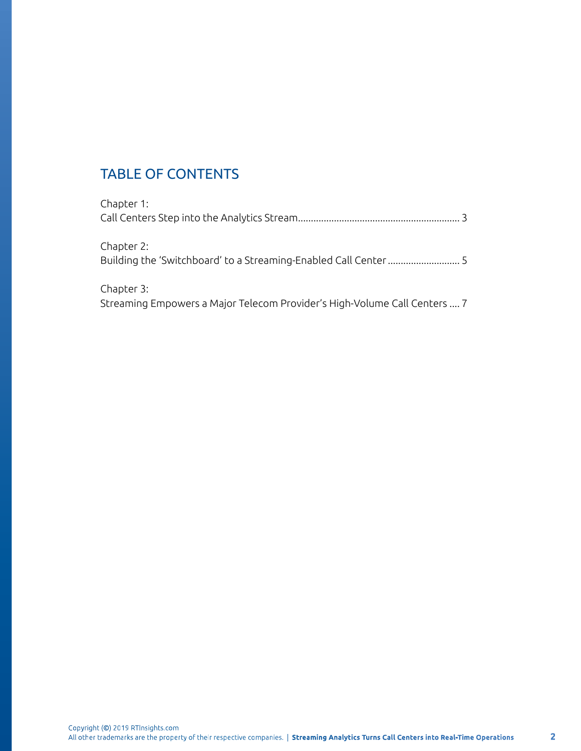# TABLE OF CONTENTS

Chapter 1:
Call Centers Step into the Analytics Stream................................................................ 3

Chapter 2:
Building the ‘Switchboard’ to a Streaming-Enabled Call Center ............................ 5

Chapter 3:
Streaming Empowers a Major Telecom Provider’s High-Volume Call Centers .... 7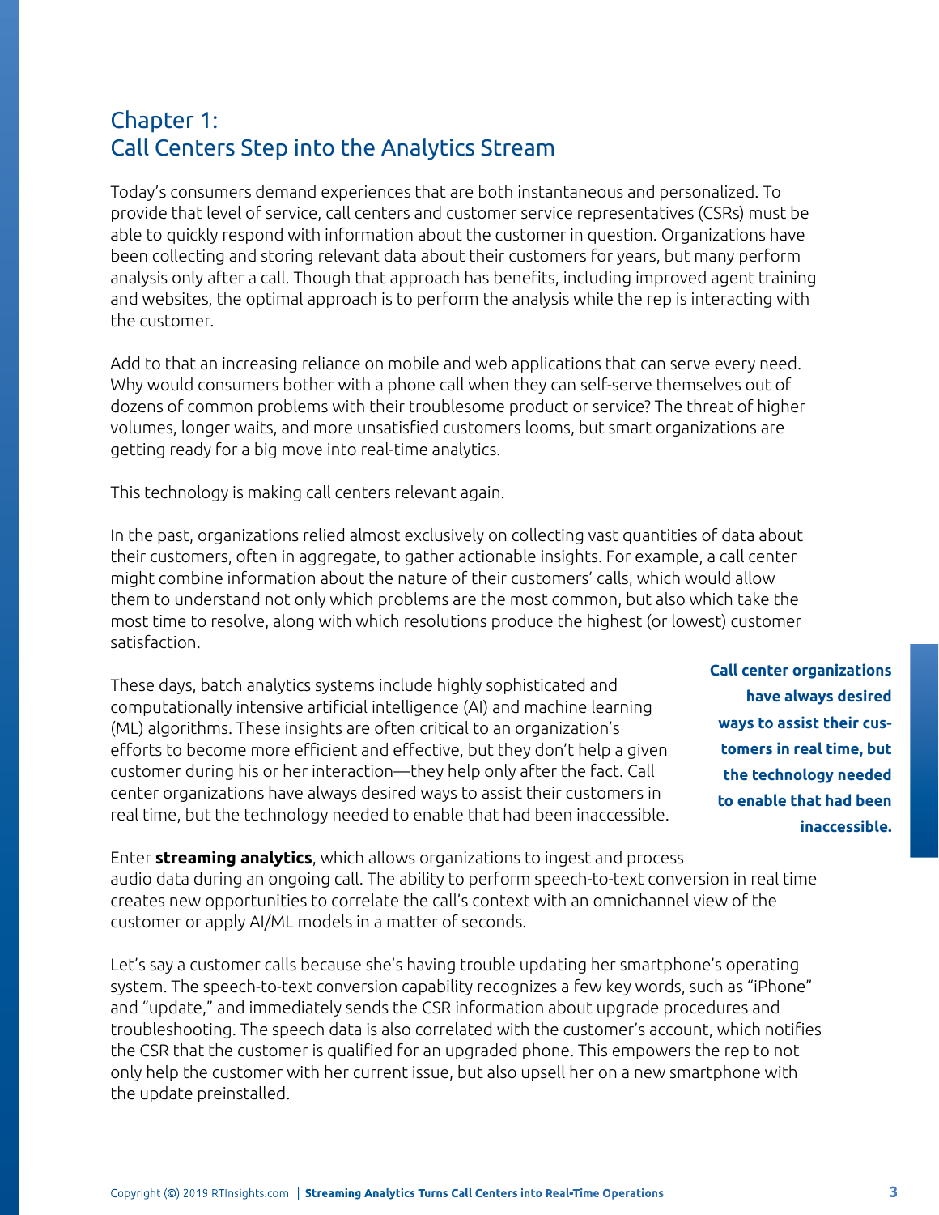# Chapter 1: Call Centers Step into the Analytics Stream

Today's consumers demand experiences that are both instantaneous and personalized. To provide that level of service, call centers and customer service representatives (CSRs) must be able to quickly respond with information about the customer in question. Organizations have been collecting and storing relevant data about their customers for years, but many perform analysis only after a call. Though that approach has benefits, including improved agent training and websites, the optimal approach is to perform the analysis while the rep is interacting with the customer.

Add to that an increasing reliance on mobile and web applications that can serve every need. Why would consumers bother with a phone call when they can self-serve themselves out of dozens of common problems with their troublesome product or service? The threat of higher volumes, longer waits, and more unsatisfied customers looms, but smart organizations are getting ready for a big move into real-time analytics.

This technology is making call centers relevant again.

In the past, organizations relied almost exclusively on collecting vast quantities of data about their customers, often in aggregate, to gather actionable insights. For example, a call center might combine information about the nature of their customers' calls, which would allow them to understand not only which problems are the most common, but also which take the most time to resolve, along with which resolutions produce the highest (or lowest) customer satisfaction.

These days, batch analytics systems include highly sophisticated and computationally intensive artificial intelligence (AI) and machine learning (ML) algorithms. These insights are often critical to an organization's efforts to become more efficient and effective, but they don't help a given customer during his or her interaction—they help only after the fact. Call center organizations have always desired ways to assist their customers in real time, but the technology needed to enable that had been inaccessible.

**Call center organizations have always desired ways to assist their customers in real time, but the technology needed to enable that had been inaccessible.**

Enter **streaming analytics**, which allows organizations to ingest and process audio data during an ongoing call. The ability to perform speech-to-text conversion in real time creates new opportunities to correlate the call's context with an omnichannel view of the customer or apply AI/ML models in a matter of seconds.

Let's say a customer calls because she's having trouble updating her smartphone's operating system. The speech-to-text conversion capability recognizes a few key words, such as "iPhone" and "update," and immediately sends the CSR information about upgrade procedures and troubleshooting. The speech data is also correlated with the customer's account, which notifies the CSR that the customer is qualified for an upgraded phone. This empowers the rep to not only help the customer with her current issue, but also upsell her on a new smartphone with the update preinstalled.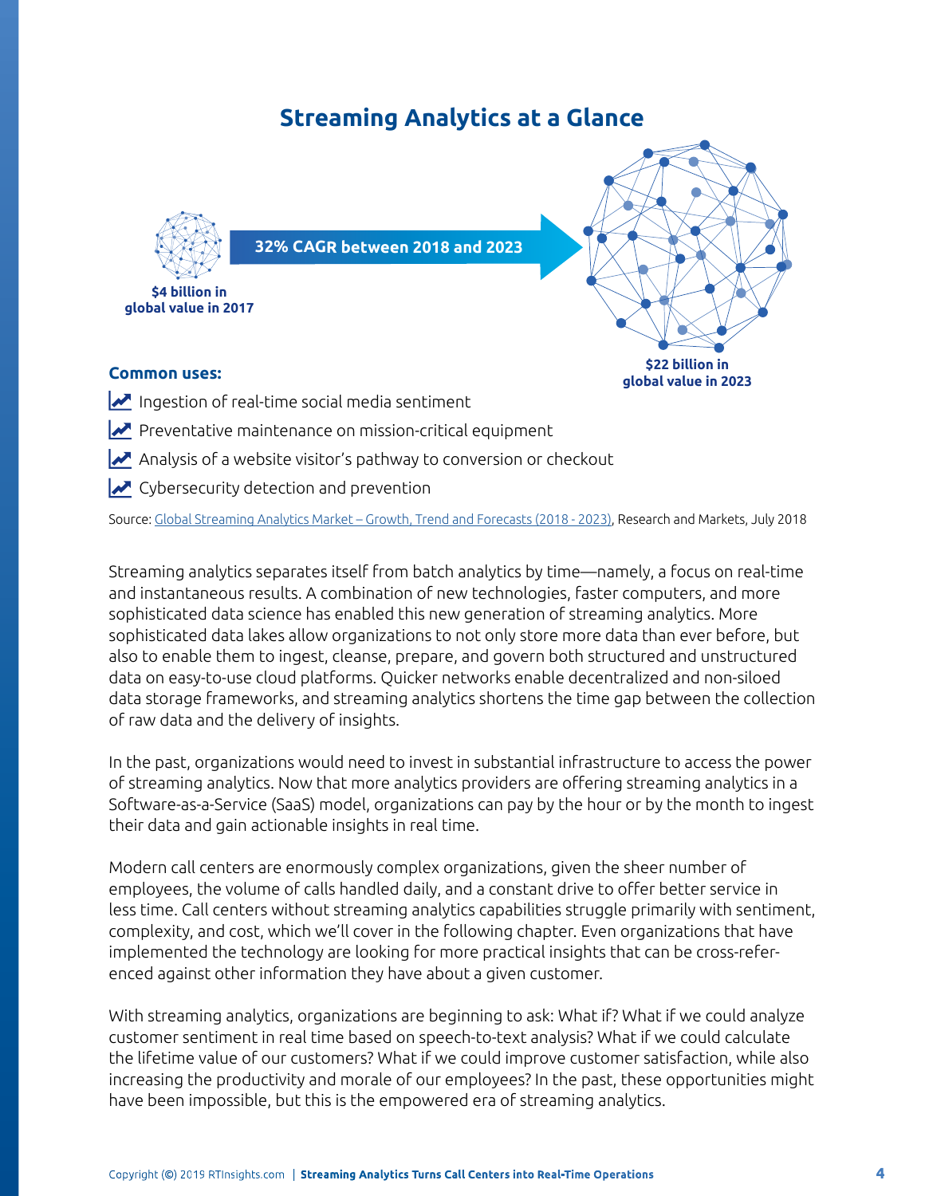## Streaming Analytics at a Glance

$4 billion in global value in 2017

32% CAGR between 2018 and 2023

$22 billion in global value in 2023

**Common uses:**

- Ingestion of real-time social media sentiment
- Preventative maintenance on mission-critical equipment
- Analysis of a website visitor's pathway to conversion or checkout
- Cybersecurity detection and prevention

Source: Global Streaming Analytics Market – Growth, Trend and Forecasts (2018 - 2023), Research and Markets, July 2018

Streaming analytics separates itself from batch analytics by time—namely, a focus on real-time and instantaneous results. A combination of new technologies, faster computers, and more sophisticated data science has enabled this new generation of streaming analytics. More sophisticated data lakes allow organizations to not only store more data than ever before, but also to enable them to ingest, cleanse, prepare, and govern both structured and unstructured data on easy-to-use cloud platforms. Quicker networks enable decentralized and non-siloed data storage frameworks, and streaming analytics shortens the time gap between the collection of raw data and the delivery of insights.

In the past, organizations would need to invest in substantial infrastructure to access the power of streaming analytics. Now that more analytics providers are offering streaming analytics in a Software-as-a-Service (SaaS) model, organizations can pay by the hour or by the month to ingest their data and gain actionable insights in real time.

Modern call centers are enormously complex organizations, given the sheer number of employees, the volume of calls handled daily, and a constant drive to offer better service in less time. Call centers without streaming analytics capabilities struggle primarily with sentiment, complexity, and cost, which we'll cover in the following chapter. Even organizations that have implemented the technology are looking for more practical insights that can be cross-referenced against other information they have about a given customer.

With streaming analytics, organizations are beginning to ask: What if? What if we could analyze customer sentiment in real time based on speech-to-text analysis? What if we could calculate the lifetime value of our customers? What if we could improve customer satisfaction, while also increasing the productivity and morale of our employees? In the past, these opportunities might have been impossible, but this is the empowered era of streaming analytics.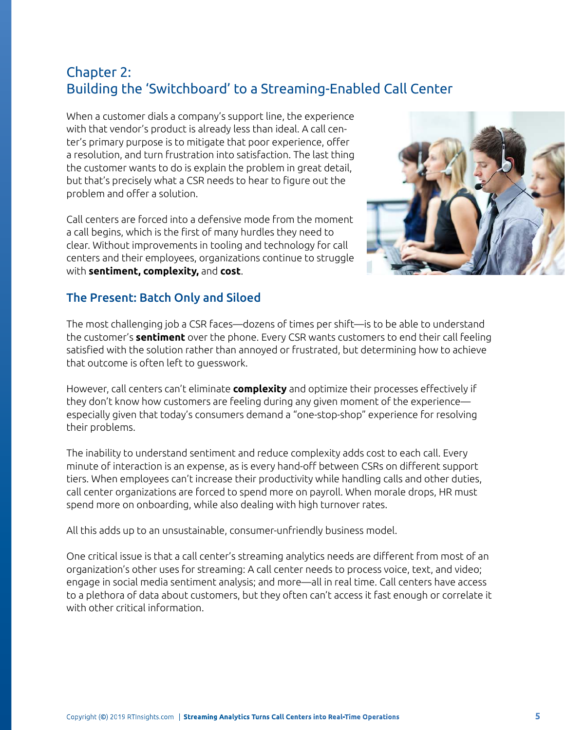## Chapter 2: Building the 'Switchboard' to a Streaming-Enabled Call Center

When a customer dials a company's support line, the experience with that vendor's product is already less than ideal. A call center's primary purpose is to mitigate that poor experience, offer a resolution, and turn frustration into satisfaction. The last thing the customer wants to do is explain the problem in great detail, but that's precisely what a CSR needs to hear to figure out the problem and offer a solution.

Call centers are forced into a defensive mode from the moment a call begins, which is the first of many hurdles they need to clear. Without improvements in tooling and technology for call centers and their employees, organizations continue to struggle with **sentiment, complexity,** and **cost**.

### The Present: Batch Only and Siloed

The most challenging job a CSR faces—dozens of times per shift—is to be able to understand the customer's **sentiment** over the phone. Every CSR wants customers to end their call feeling satisfied with the solution rather than annoyed or frustrated, but determining how to achieve that outcome is often left to guesswork.

However, call centers can't eliminate **complexity** and optimize their processes effectively if they don't know how customers are feeling during any given moment of the experience—especially given that today's consumers demand a "one-stop-shop" experience for resolving their problems.

The inability to understand sentiment and reduce complexity adds cost to each call. Every minute of interaction is an expense, as is every hand-off between CSRs on different support tiers. When employees can't increase their productivity while handling calls and other duties, call center organizations are forced to spend more on payroll. When morale drops, HR must spend more on onboarding, while also dealing with high turnover rates.

All this adds up to an unsustainable, consumer-unfriendly business model.

One critical issue is that a call center's streaming analytics needs are different from most of an organization's other uses for streaming: A call center needs to process voice, text, and video; engage in social media sentiment analysis; and more—all in real time. Call centers have access to a plethora of data about customers, but they often can't access it fast enough or correlate it with other critical information.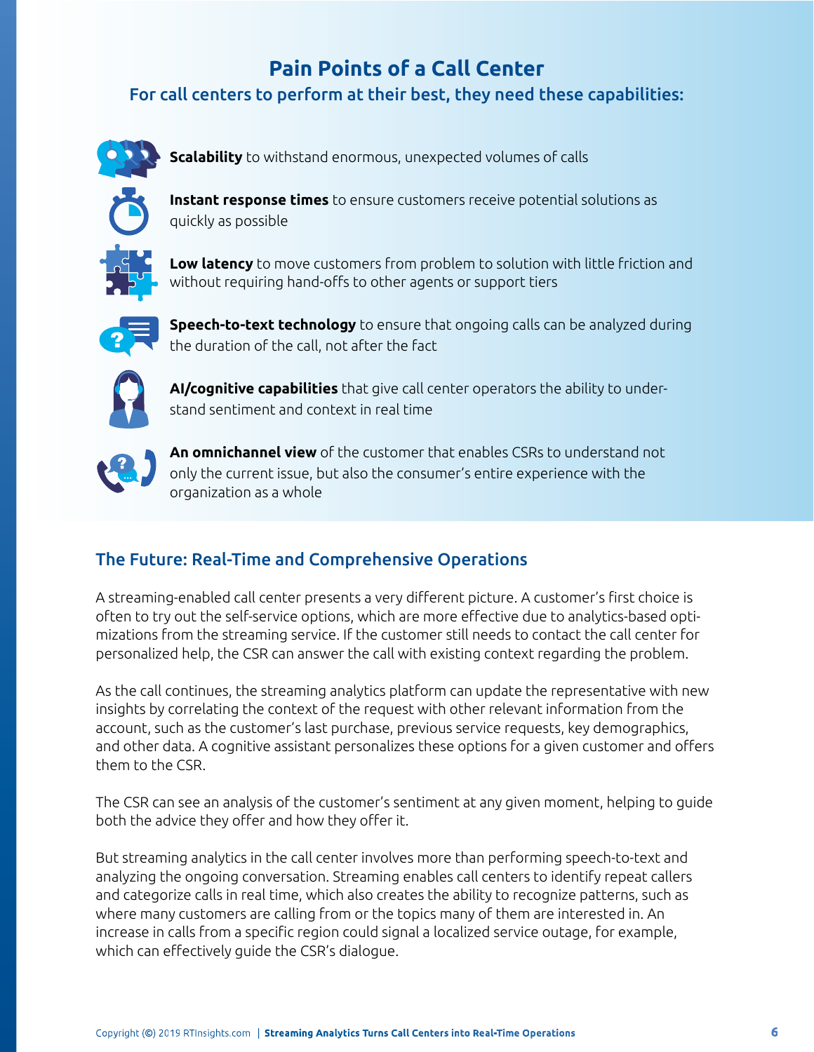## Pain Points of a Call Center

### For call centers to perform at their best, they need these capabilities:

- **Scalability** to withstand enormous, unexpected volumes of calls
- **Instant response times** to ensure customers receive potential solutions as quickly as possible
- **Low latency** to move customers from problem to solution with little friction and without requiring hand-offs to other agents or support tiers
- **Speech-to-text technology** to ensure that ongoing calls can be analyzed during the duration of the call, not after the fact
- **AI/cognitive capabilities** that give call center operators the ability to understand sentiment and context in real time
- **An omnichannel view** of the customer that enables CSRs to understand not only the current issue, but also the consumer's entire experience with the organization as a whole

## The Future: Real-Time and Comprehensive Operations

A streaming-enabled call center presents a very different picture. A customer's first choice is often to try out the self-service options, which are more effective due to analytics-based optimizations from the streaming service. If the customer still needs to contact the call center for personalized help, the CSR can answer the call with existing context regarding the problem.

As the call continues, the streaming analytics platform can update the representative with new insights by correlating the context of the request with other relevant information from the account, such as the customer's last purchase, previous service requests, key demographics, and other data. A cognitive assistant personalizes these options for a given customer and offers them to the CSR.

The CSR can see an analysis of the customer's sentiment at any given moment, helping to guide both the advice they offer and how they offer it.

But streaming analytics in the call center involves more than performing speech-to-text and analyzing the ongoing conversation. Streaming enables call centers to identify repeat callers and categorize calls in real time, which also creates the ability to recognize patterns, such as where many customers are calling from or the topics many of them are interested in. An increase in calls from a specific region could signal a localized service outage, for example, which can effectively guide the CSR's dialogue.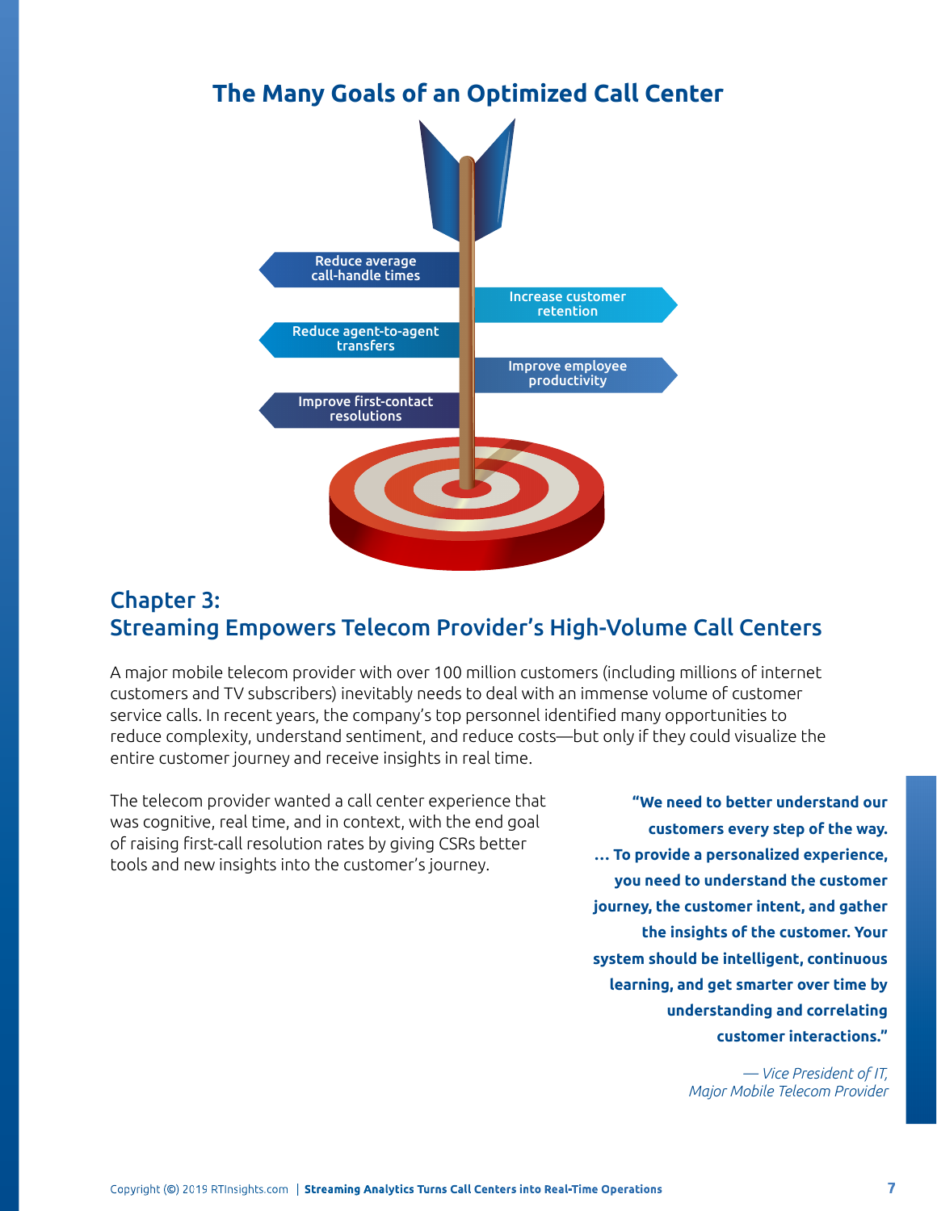## The Many Goals of an Optimized Call Center

Reduce average call-handle times

Increase customer retention

Reduce agent-to-agent transfers

Improve employee productivity

Improve first-contact resolutions

## Chapter 3:
## Streaming Empowers Telecom Provider's High-Volume Call Centers

A major mobile telecom provider with over 100 million customers (including millions of internet customers and TV subscribers) inevitably needs to deal with an immense volume of customer service calls. In recent years, the company's top personnel identified many opportunities to reduce complexity, understand sentiment, and reduce costs—but only if they could visualize the entire customer journey and receive insights in real time.

The telecom provider wanted a call center experience that was cognitive, real time, and in context, with the end goal of raising first-call resolution rates by giving CSRs better tools and new insights into the customer's journey.

**"We need to better understand our customers every step of the way. … To provide a personalized experience, you need to understand the customer journey, the customer intent, and gather the insights of the customer. Your system should be intelligent, continuous learning, and get smarter over time by understanding and correlating customer interactions."**

*— Vice President of IT, Major Mobile Telecom Provider*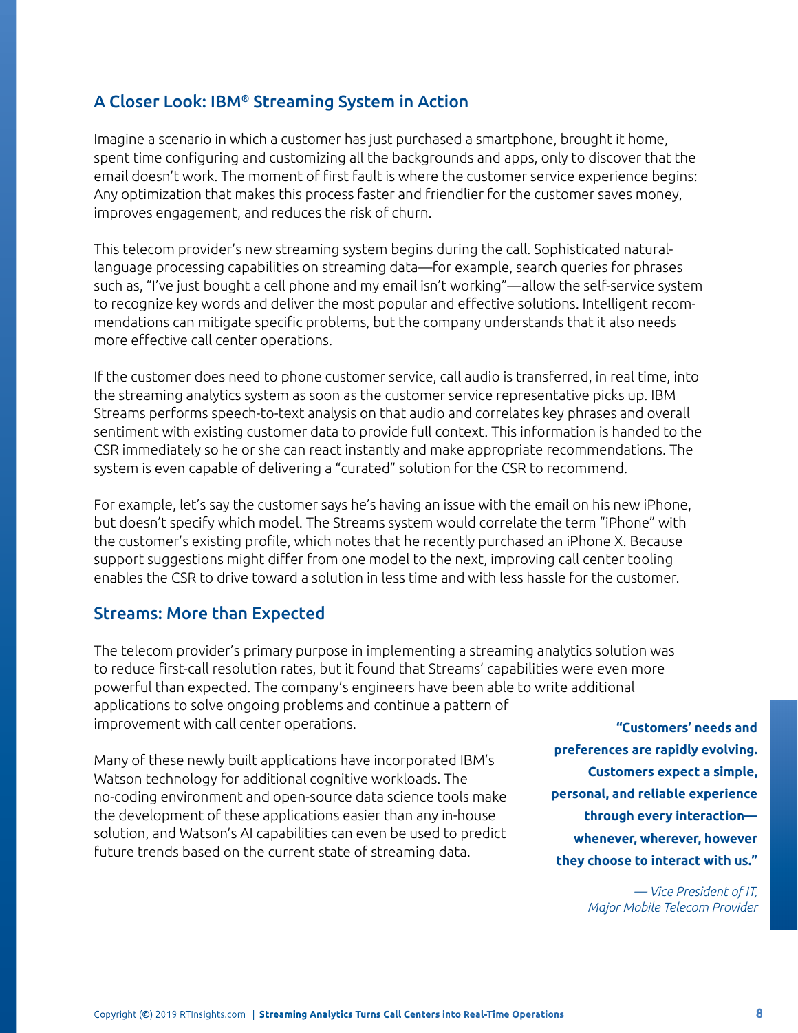## A Closer Look: IBM® Streaming System in Action

Imagine a scenario in which a customer has just purchased a smartphone, brought it home, spent time configuring and customizing all the backgrounds and apps, only to discover that the email doesn't work. The moment of first fault is where the customer service experience begins: Any optimization that makes this process faster and friendlier for the customer saves money, improves engagement, and reduces the risk of churn.

This telecom provider's new streaming system begins during the call. Sophisticated natural-language processing capabilities on streaming data—for example, search queries for phrases such as, "I've just bought a cell phone and my email isn't working"—allow the self-service system to recognize key words and deliver the most popular and effective solutions. Intelligent recommendations can mitigate specific problems, but the company understands that it also needs more effective call center operations.

If the customer does need to phone customer service, call audio is transferred, in real time, into the streaming analytics system as soon as the customer service representative picks up. IBM Streams performs speech-to-text analysis on that audio and correlates key phrases and overall sentiment with existing customer data to provide full context. This information is handed to the CSR immediately so he or she can react instantly and make appropriate recommendations. The system is even capable of delivering a "curated" solution for the CSR to recommend.

For example, let's say the customer says he's having an issue with the email on his new iPhone, but doesn't specify which model. The Streams system would correlate the term "iPhone" with the customer's existing profile, which notes that he recently purchased an iPhone X. Because support suggestions might differ from one model to the next, improving call center tooling enables the CSR to drive toward a solution in less time and with less hassle for the customer.

## Streams: More than Expected

The telecom provider's primary purpose in implementing a streaming analytics solution was to reduce first-call resolution rates, but it found that Streams' capabilities were even more powerful than expected. The company's engineers have been able to write additional applications to solve ongoing problems and continue a pattern of improvement with call center operations.

Many of these newly built applications have incorporated IBM's Watson technology for additional cognitive workloads. The no-coding environment and open-source data science tools make the development of these applications easier than any in-house solution, and Watson's AI capabilities can even be used to predict future trends based on the current state of streaming data.

**"Customers' needs and preferences are rapidly evolving. Customers expect a simple, personal, and reliable experience through every interaction—whenever, wherever, however they choose to interact with us."**

*— Vice President of IT, Major Mobile Telecom Provider*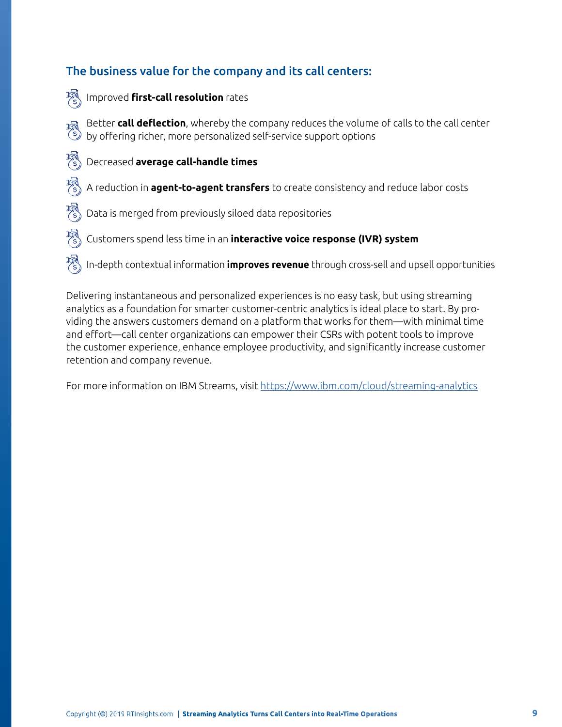### The business value for the company and its call centers:

- Improved **first-call resolution** rates
- Better **call deflection**, whereby the company reduces the volume of calls to the call center by offering richer, more personalized self-service support options
- Decreased **average call-handle times**
- A reduction in **agent-to-agent transfers** to create consistency and reduce labor costs
- Data is merged from previously siloed data repositories
- Customers spend less time in an **interactive voice response (IVR) system**
- In-depth contextual information **improves revenue** through cross-sell and upsell opportunities

Delivering instantaneous and personalized experiences is no easy task, but using streaming analytics as a foundation for smarter customer-centric analytics is ideal place to start. By providing the answers customers demand on a platform that works for them—with minimal time and effort—call center organizations can empower their CSRs with potent tools to improve the customer experience, enhance employee productivity, and significantly increase customer retention and company revenue.

For more information on IBM Streams, visit https://www.ibm.com/cloud/streaming-analytics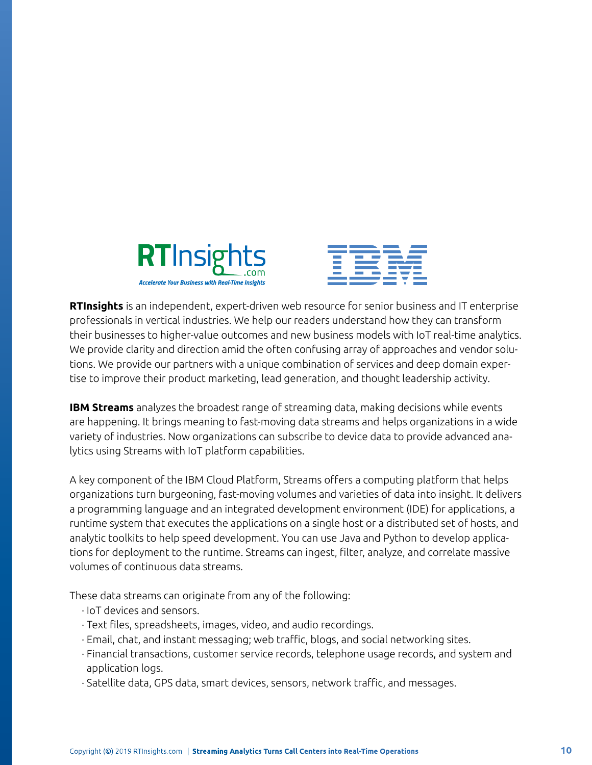**RTInsights** is an independent, expert-driven web resource for senior business and IT enterprise professionals in vertical industries. We help our readers understand how they can transform their businesses to higher-value outcomes and new business models with IoT real-time analytics. We provide clarity and direction amid the often confusing array of approaches and vendor solutions. We provide our partners with a unique combination of services and deep domain expertise to improve their product marketing, lead generation, and thought leadership activity.

**IBM Streams** analyzes the broadest range of streaming data, making decisions while events are happening. It brings meaning to fast-moving data streams and helps organizations in a wide variety of industries. Now organizations can subscribe to device data to provide advanced analytics using Streams with IoT platform capabilities.

A key component of the IBM Cloud Platform, Streams offers a computing platform that helps organizations turn burgeoning, fast-moving volumes and varieties of data into insight. It delivers a programming language and an integrated development environment (IDE) for applications, a runtime system that executes the applications on a single host or a distributed set of hosts, and analytic toolkits to help speed development. You can use Java and Python to develop applications for deployment to the runtime. Streams can ingest, filter, analyze, and correlate massive volumes of continuous data streams.

These data streams can originate from any of the following:

- IoT devices and sensors.
- Text files, spreadsheets, images, video, and audio recordings.
- Email, chat, and instant messaging; web traffic, blogs, and social networking sites.
- Financial transactions, customer service records, telephone usage records, and system and application logs.
- Satellite data, GPS data, smart devices, sensors, network traffic, and messages.